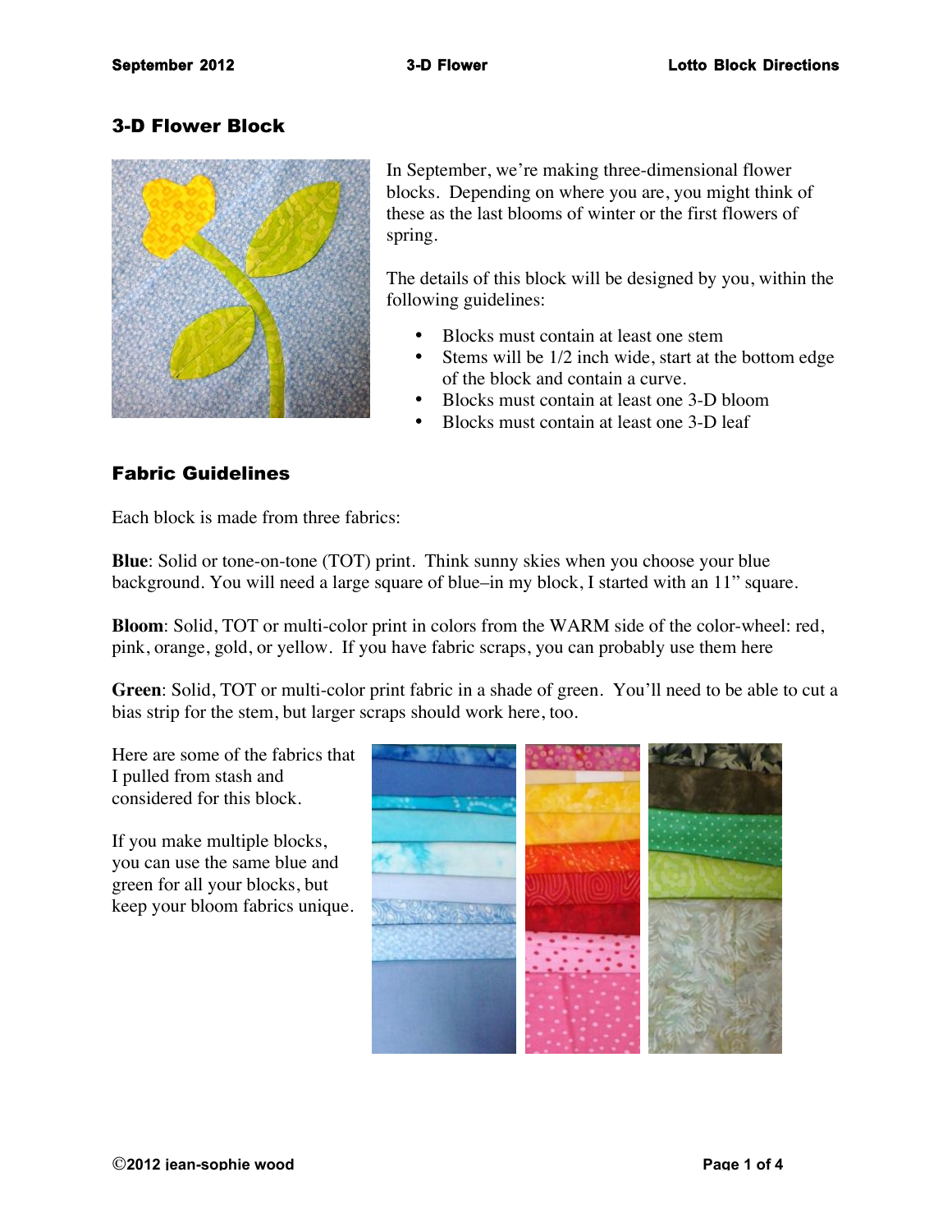## 3-D Flower Block

In September, we're making three-dimensional flower blocks. Depending on where you are, you might think of these as the last blooms of winter or the first flowers of spring.

The details of this block will be designed by you, within the following guidelines:

- Blocks must contain at least one stem
- Stems will be 1/2 inch wide, start at the bottom edge of the block and contain a curve.
- Blocks must contain at least one 3-D bloom
- Blocks must contain at least one 3-D leaf

## Fabric Guidelines

Each block is made from three fabrics:

**Blue**: Solid or tone-on-tone (TOT) print. Think sunny skies when you choose your blue background. You will need a large square of blue–in my block, I started with an 11" square.

**Bloom**: Solid, TOT or multi-color print in colors from the WARM side of the color-wheel: red, pink, orange, gold, or yellow. If you have fabric scraps, you can probably use them here

**Green**: Solid, TOT or multi-color print fabric in a shade of green. You'll need to be able to cut a bias strip for the stem, but larger scraps should work here, too.

Here are some of the fabrics that I pulled from stash and considered for this block.

If you make multiple blocks, you can use the same blue and green for all your blocks, but keep your bloom fabrics unique.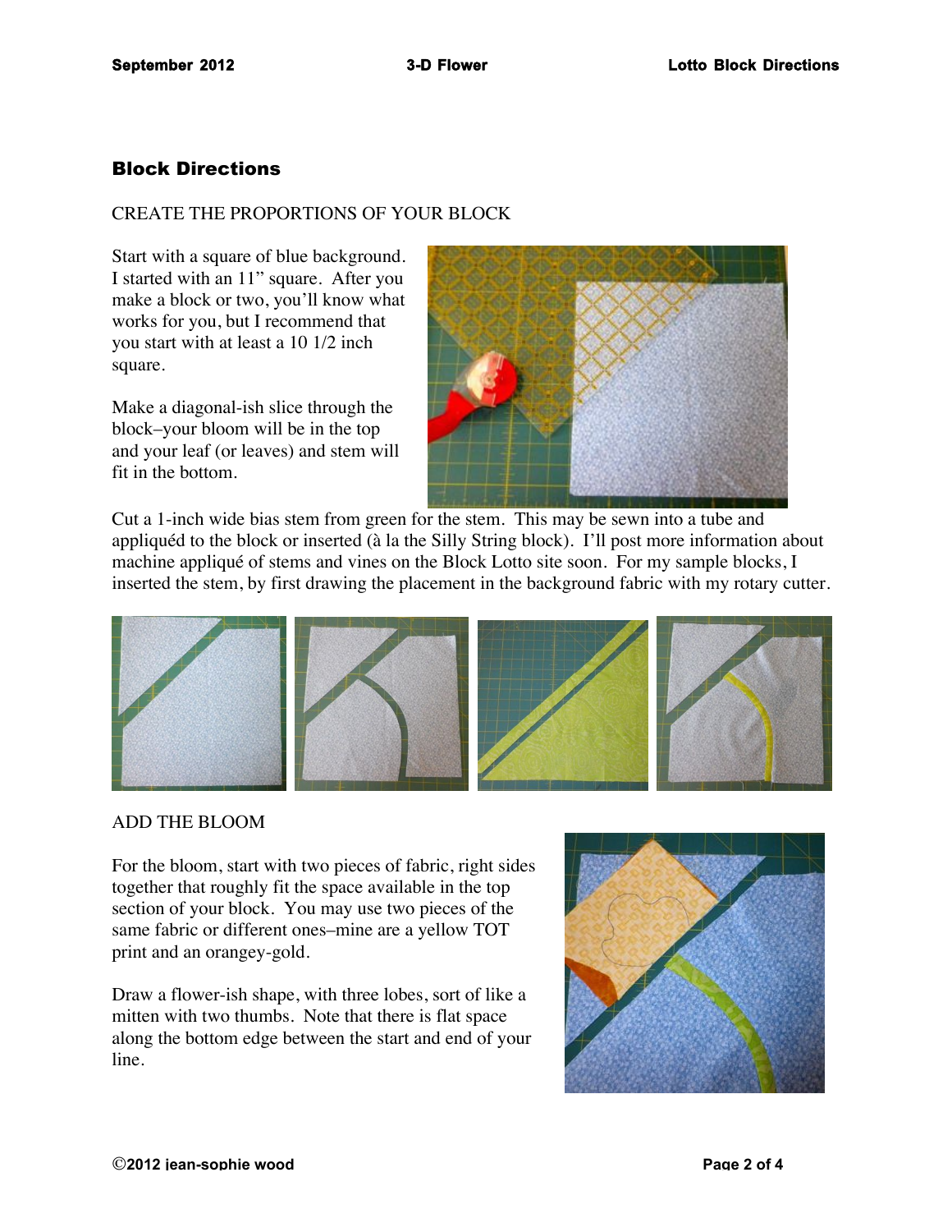## Block Directions

CREATE THE PROPORTIONS OF YOUR BLOCK

Start with a square of blue background. I started with an 11" square. After you make a block or two, you'll know what works for you, but I recommend that you start with at least a 10 1/2 inch square.

Make a diagonal-ish slice through the block–your bloom will be in the top and your leaf (or leaves) and stem will fit in the bottom.

Cut a 1-inch wide bias stem from green for the stem. This may be sewn into a tube and appliquéd to the block or inserted (à la the Silly String block). I'll post more information about machine appliqué of stems and vines on the Block Lotto site soon. For my sample blocks, I inserted the stem, by first drawing the placement in the background fabric with my rotary cutter.

ADD THE BLOOM

For the bloom, start with two pieces of fabric, right sides together that roughly fit the space available in the top section of your block. You may use two pieces of the same fabric or different ones–mine are a yellow TOT print and an orangey-gold.

Draw a flower-ish shape, with three lobes, sort of like a mitten with two thumbs. Note that there is flat space along the bottom edge between the start and end of your line.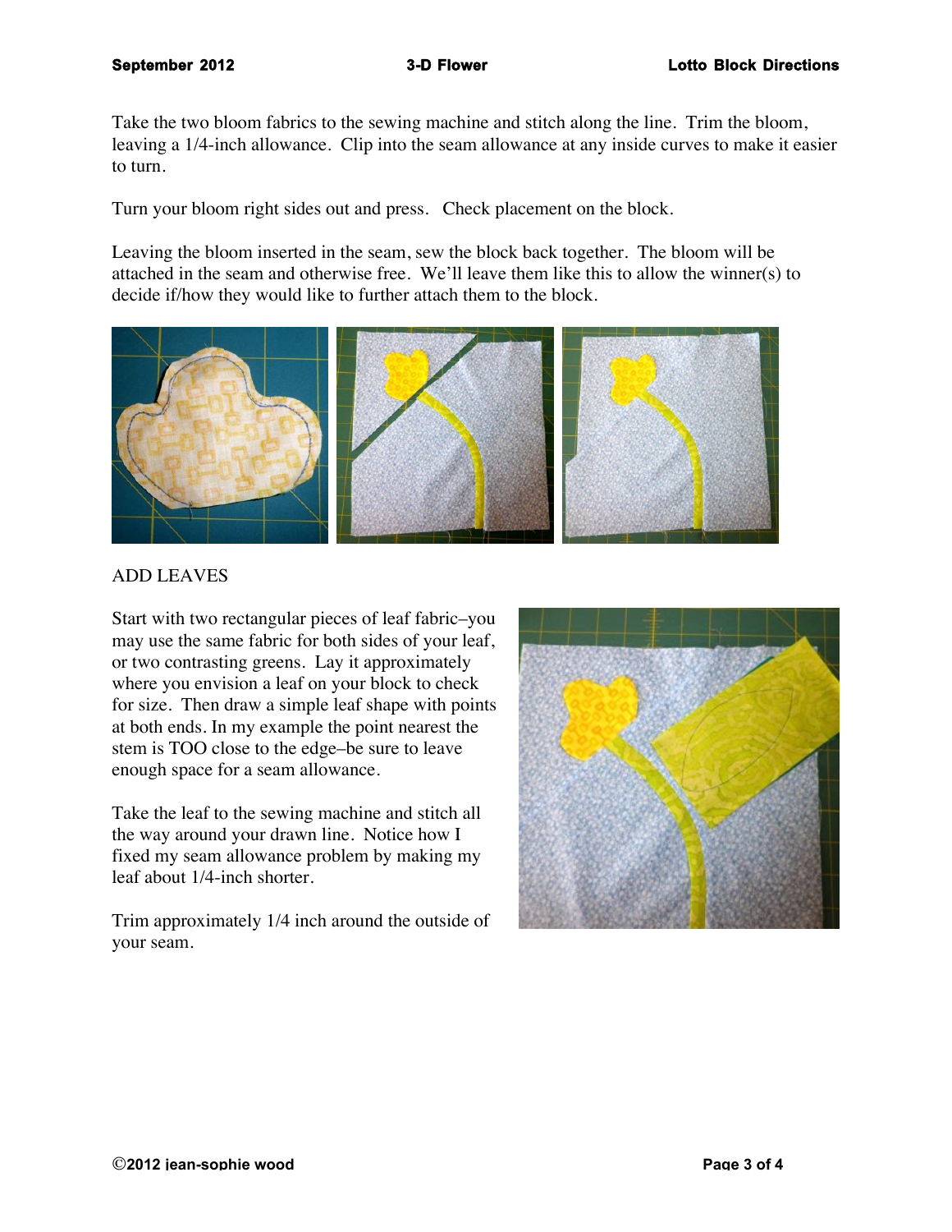Take the two bloom fabrics to the sewing machine and stitch along the line. Trim the bloom, leaving a 1/4-inch allowance. Clip into the seam allowance at any inside curves to make it easier to turn.

Turn your bloom right sides out and press. Check placement on the block.

Leaving the bloom inserted in the seam, sew the block back together. The bloom will be attached in the seam and otherwise free. We'll leave them like this to allow the winner(s) to decide if/how they would like to further attach them to the block.

## ADD LEAVES

Start with two rectangular pieces of leaf fabric–you may use the same fabric for both sides of your leaf, or two contrasting greens. Lay it approximately where you envision a leaf on your block to check for size. Then draw a simple leaf shape with points at both ends. In my example the point nearest the stem is TOO close to the edge–be sure to leave enough space for a seam allowance.

Take the leaf to the sewing machine and stitch all the way around your drawn line. Notice how I fixed my seam allowance problem by making my leaf about 1/4-inch shorter.

Trim approximately 1/4 inch around the outside of your seam.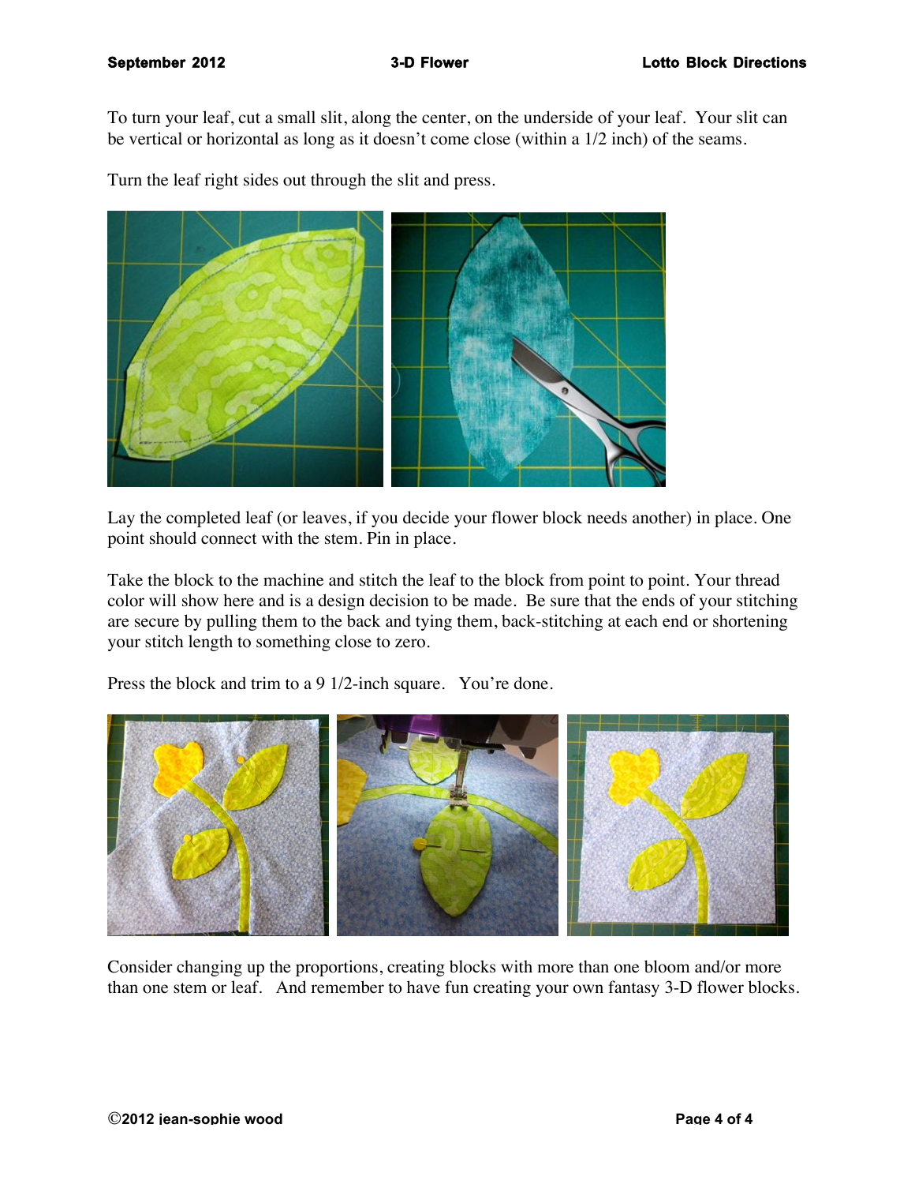To turn your leaf, cut a small slit, along the center, on the underside of your leaf. Your slit can be vertical or horizontal as long as it doesn't come close (within a 1/2 inch) of the seams.

Turn the leaf right sides out through the slit and press.

Lay the completed leaf (or leaves, if you decide your flower block needs another) in place. One point should connect with the stem. Pin in place.

Take the block to the machine and stitch the leaf to the block from point to point. Your thread color will show here and is a design decision to be made. Be sure that the ends of your stitching are secure by pulling them to the back and tying them, back-stitching at each end or shortening your stitch length to something close to zero.

Press the block and trim to a 9 1/2-inch square. You're done.

Consider changing up the proportions, creating blocks with more than one bloom and/or more than one stem or leaf. And remember to have fun creating your own fantasy 3-D flower blocks.